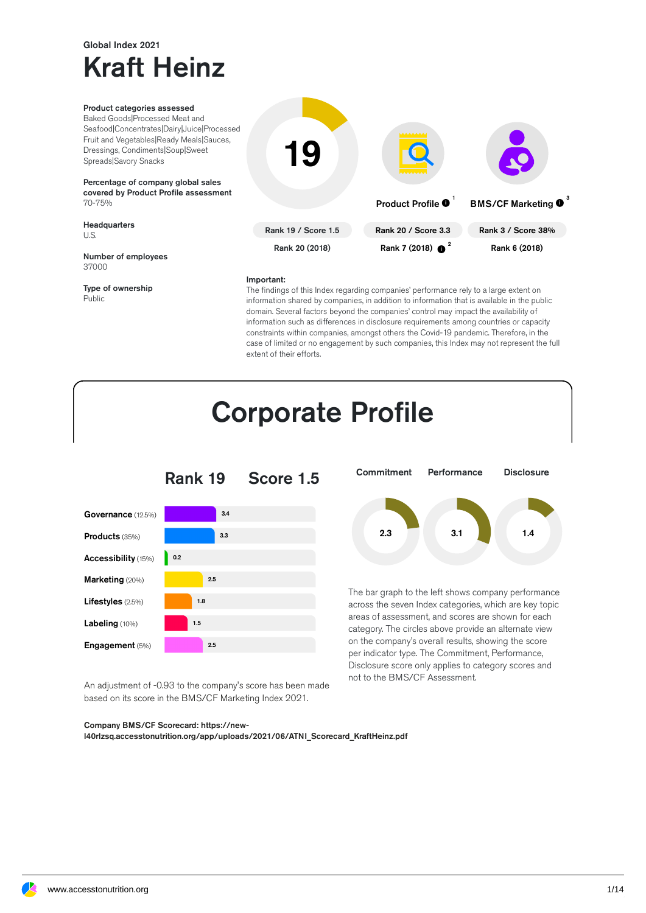Global Index 2021

# Kraft Heinz

**Product categories assessed**
Baked Goods|Processed Meat and Seafood|Concentrates|Dairy|Juice|Processed Fruit and Vegetables|Ready Meals|Sauces, Dressings, Condiments|Soup|Sweet Spreads|Savory Snacks

**Percentage of company global sales covered by Product Profile assessment**
70-75%

**Headquarters**
U.S.

**Number of employees**
37000

**Type of ownership**
Public

| 19 | Product Profile [1] | BMS/CF Marketing [3] |
|---|---|---|
| Rank 19 / Score 1.5 | Rank 20 / Score 3.3 | Rank 3 / Score 38% |
| Rank 20 (2018) | Rank 7 (2018) [2] | Rank 6 (2018) |

**Important:**
The findings of this Index regarding companies' performance rely to a large extent on information shared by companies, in addition to information that is available in the public domain. Several factors beyond the companies' control may impact the availability of information such as differences in disclosure requirements among countries or capacity constraints within companies, amongst others the Covid-19 pandemic. Therefore, in the case of limited or no engagement by such companies, this Index may not represent the full extent of their efforts.

# Corporate Profile

## Rank 19 Score 1.5

| Category | Score |
|---|---|
| Governance (12.5%) | 3.4 |
| Products (35%) | 3.3 |
| Accessibility (15%) | 0.2 |
| Marketing (20%) | 2.5 |
| Lifestyles (2.5%) | 1.8 |
| Labeling (10%) | 1.5 |
| Engagement (5%) | 2.5 |

| Commitment | Performance | Disclosure |
|---|---|---|
| 2.3 | 3.1 | 1.4 |

The bar graph to the left shows company performance across the seven Index categories, which are key topic areas of assessment, and scores are shown for each category. The circles above provide an alternate view on the company's overall results, showing the score per indicator type. The Commitment, Performance, Disclosure score only applies to category scores and not to the BMS/CF Assessment.

An adjustment of -0.93 to the company's score has been made based on its score in the BMS/CF Marketing Index 2021.

**Company BMS/CF Scorecard: https://new-l40rlzsq.accesstonutrition.org/app/uploads/2021/06/ATNI_Scorecard_KraftHeinz.pdf**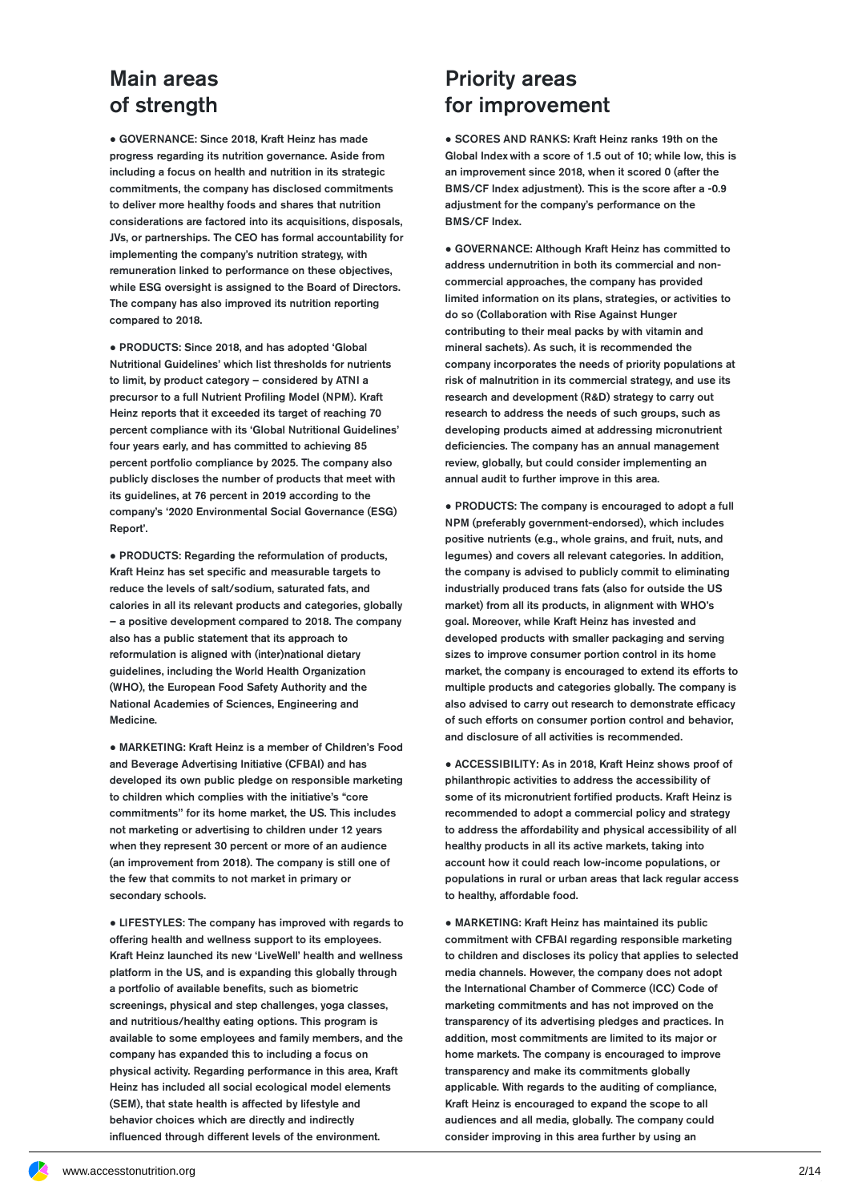## Main areas of strength

● GOVERNANCE: Since 2018, Kraft Heinz has made progress regarding its nutrition governance. Aside from including a focus on health and nutrition in its strategic commitments, the company has disclosed commitments to deliver more healthy foods and shares that nutrition considerations are factored into its acquisitions, disposals, JVs, or partnerships. The CEO has formal accountability for implementing the company's nutrition strategy, with remuneration linked to performance on these objectives, while ESG oversight is assigned to the Board of Directors. The company has also improved its nutrition reporting compared to 2018.

● PRODUCTS: Since 2018, and has adopted 'Global Nutritional Guidelines' which list thresholds for nutrients to limit, by product category – considered by ATNI a precursor to a full Nutrient Profiling Model (NPM). Kraft Heinz reports that it exceeded its target of reaching 70 percent compliance with its 'Global Nutritional Guidelines' four years early, and has committed to achieving 85 percent portfolio compliance by 2025. The company also publicly discloses the number of products that meet with its guidelines, at 76 percent in 2019 according to the company's '2020 Environmental Social Governance (ESG) Report'.

● PRODUCTS: Regarding the reformulation of products, Kraft Heinz has set specific and measurable targets to reduce the levels of salt/sodium, saturated fats, and calories in all its relevant products and categories, globally – a positive development compared to 2018. The company also has a public statement that its approach to reformulation is aligned with (inter)national dietary guidelines, including the World Health Organization (WHO), the European Food Safety Authority and the National Academies of Sciences, Engineering and Medicine.

● MARKETING: Kraft Heinz is a member of Children's Food and Beverage Advertising Initiative (CFBAI) and has developed its own public pledge on responsible marketing to children which complies with the initiative's "core commitments" for its home market, the US. This includes not marketing or advertising to children under 12 years when they represent 30 percent or more of an audience (an improvement from 2018). The company is still one of the few that commits to not market in primary or secondary schools.

● LIFESTYLES: The company has improved with regards to offering health and wellness support to its employees. Kraft Heinz launched its new 'LiveWell' health and wellness platform in the US, and is expanding this globally through a portfolio of available benefits, such as biometric screenings, physical and step challenges, yoga classes, and nutritious/healthy eating options. This program is available to some employees and family members, and the company has expanded this to including a focus on physical activity. Regarding performance in this area, Kraft Heinz has included all social ecological model elements (SEM), that state health is affected by lifestyle and behavior choices which are directly and indirectly influenced through different levels of the environment.

## Priority areas for improvement

● SCORES AND RANKS: Kraft Heinz ranks 19th on the Global Index with a score of 1.5 out of 10; while low, this is an improvement since 2018, when it scored 0 (after the BMS/CF Index adjustment). This is the score after a -0.9 adjustment for the company's performance on the BMS/CF Index.

● GOVERNANCE: Although Kraft Heinz has committed to address undernutrition in both its commercial and non-commercial approaches, the company has provided limited information on its plans, strategies, or activities to do so (Collaboration with Rise Against Hunger contributing to their meal packs by with vitamin and mineral sachets). As such, it is recommended the company incorporates the needs of priority populations at risk of malnutrition in its commercial strategy, and use its research and development (R&D) strategy to carry out research to address the needs of such groups, such as developing products aimed at addressing micronutrient deficiencies. The company has an annual management review, globally, but could consider implementing an annual audit to further improve in this area.

● PRODUCTS: The company is encouraged to adopt a full NPM (preferably government-endorsed), which includes positive nutrients (e.g., whole grains, and fruit, nuts, and legumes) and covers all relevant categories. In addition, the company is advised to publicly commit to eliminating industrially produced trans fats (also for outside the US market) from all its products, in alignment with WHO's goal. Moreover, while Kraft Heinz has invested and developed products with smaller packaging and serving sizes to improve consumer portion control in its home market, the company is encouraged to extend its efforts to multiple products and categories globally. The company is also advised to carry out research to demonstrate efficacy of such efforts on consumer portion control and behavior, and disclosure of all activities is recommended.

● ACCESSIBILITY: As in 2018, Kraft Heinz shows proof of philanthropic activities to address the accessibility of some of its micronutrient fortified products. Kraft Heinz is recommended to adopt a commercial policy and strategy to address the affordability and physical accessibility of all healthy products in all its active markets, taking into account how it could reach low-income populations, or populations in rural or urban areas that lack regular access to healthy, affordable food.

● MARKETING: Kraft Heinz has maintained its public commitment with CFBAI regarding responsible marketing to children and discloses its policy that applies to selected media channels. However, the company does not adopt the International Chamber of Commerce (ICC) Code of marketing commitments and has not improved on the transparency of its advertising pledges and practices. In addition, most commitments are limited to its major or home markets. The company is encouraged to improve transparency and make its commitments globally applicable. With regards to the auditing of compliance, Kraft Heinz is encouraged to expand the scope to all audiences and all media, globally. The company could consider improving in this area further by using an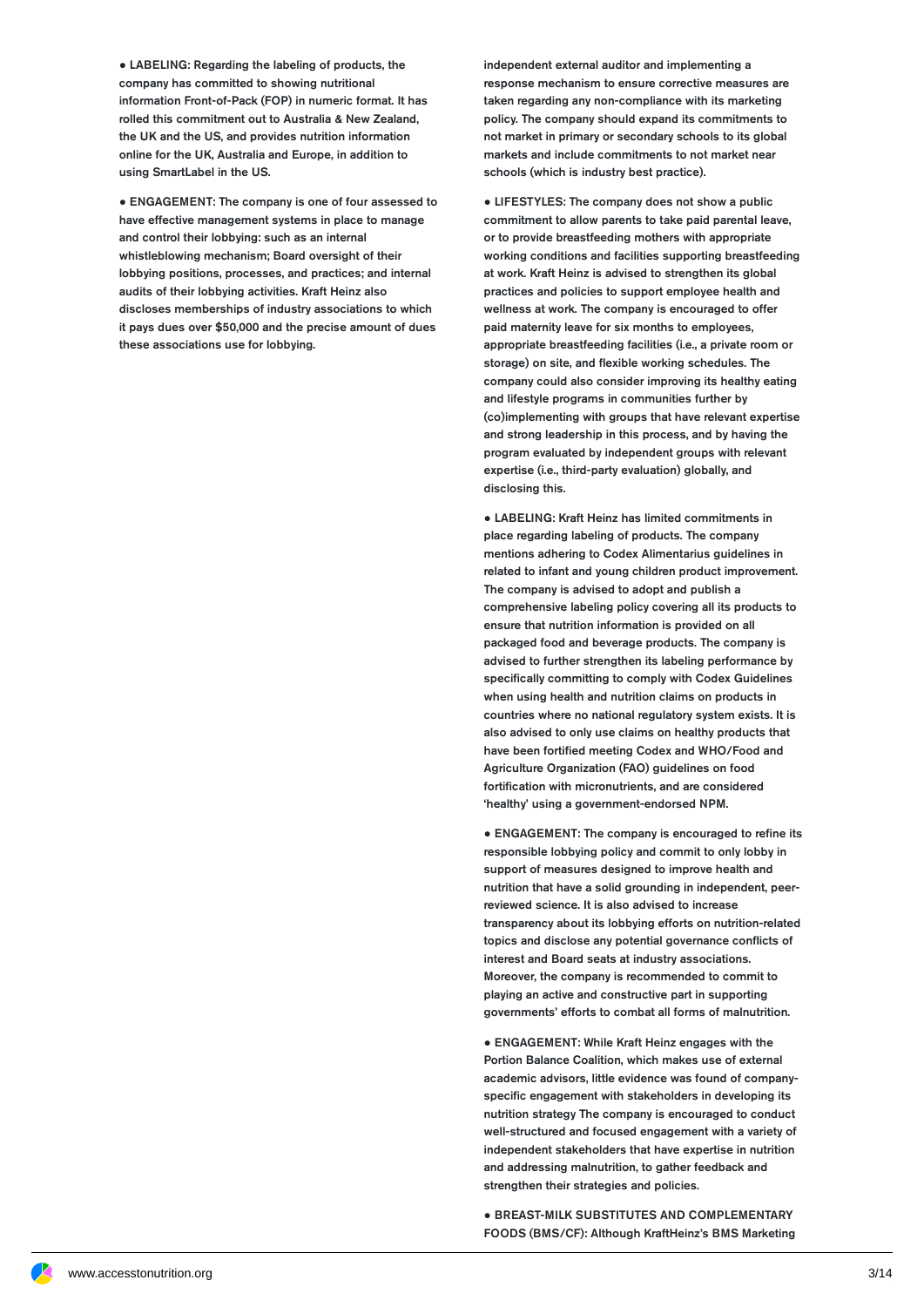● LABELING: Regarding the labeling of products, the company has committed to showing nutritional information Front-of-Pack (FOP) in numeric format. It has rolled this commitment out to Australia & New Zealand, the UK and the US, and provides nutrition information online for the UK, Australia and Europe, in addition to using SmartLabel in the US.

● ENGAGEMENT: The company is one of four assessed to have effective management systems in place to manage and control their lobbying: such as an internal whistleblowing mechanism; Board oversight of their lobbying positions, processes, and practices; and internal audits of their lobbying activities. Kraft Heinz also discloses memberships of industry associations to which it pays dues over $50,000 and the precise amount of dues these associations use for lobbying.

independent external auditor and implementing a response mechanism to ensure corrective measures are taken regarding any non-compliance with its marketing policy. The company should expand its commitments to not market in primary or secondary schools to its global markets and include commitments to not market near schools (which is industry best practice).

● LIFESTYLES: The company does not show a public commitment to allow parents to take paid parental leave, or to provide breastfeeding mothers with appropriate working conditions and facilities supporting breastfeeding at work. Kraft Heinz is advised to strengthen its global practices and policies to support employee health and wellness at work. The company is encouraged to offer paid maternity leave for six months to employees, appropriate breastfeeding facilities (i.e., a private room or storage) on site, and flexible working schedules. The company could also consider improving its healthy eating and lifestyle programs in communities further by (co)implementing with groups that have relevant expertise and strong leadership in this process, and by having the program evaluated by independent groups with relevant expertise (i.e., third-party evaluation) globally, and disclosing this.

● LABELING: Kraft Heinz has limited commitments in place regarding labeling of products. The company mentions adhering to Codex Alimentarius guidelines in related to infant and young children product improvement. The company is advised to adopt and publish a comprehensive labeling policy covering all its products to ensure that nutrition information is provided on all packaged food and beverage products. The company is advised to further strengthen its labeling performance by specifically committing to comply with Codex Guidelines when using health and nutrition claims on products in countries where no national regulatory system exists. It is also advised to only use claims on healthy products that have been fortified meeting Codex and WHO/Food and Agriculture Organization (FAO) guidelines on food fortification with micronutrients, and are considered 'healthy' using a government-endorsed NPM.

● ENGAGEMENT: The company is encouraged to refine its responsible lobbying policy and commit to only lobby in support of measures designed to improve health and nutrition that have a solid grounding in independent, peer-reviewed science. It is also advised to increase transparency about its lobbying efforts on nutrition-related topics and disclose any potential governance conflicts of interest and Board seats at industry associations. Moreover, the company is recommended to commit to playing an active and constructive part in supporting governments' efforts to combat all forms of malnutrition.

● ENGAGEMENT: While Kraft Heinz engages with the Portion Balance Coalition, which makes use of external academic advisors, little evidence was found of company-specific engagement with stakeholders in developing its nutrition strategy The company is encouraged to conduct well-structured and focused engagement with a variety of independent stakeholders that have expertise in nutrition and addressing malnutrition, to gather feedback and strengthen their strategies and policies.

● BREAST-MILK SUBSTITUTES AND COMPLEMENTARY FOODS (BMS/CF): Although KraftHeinz's BMS Marketing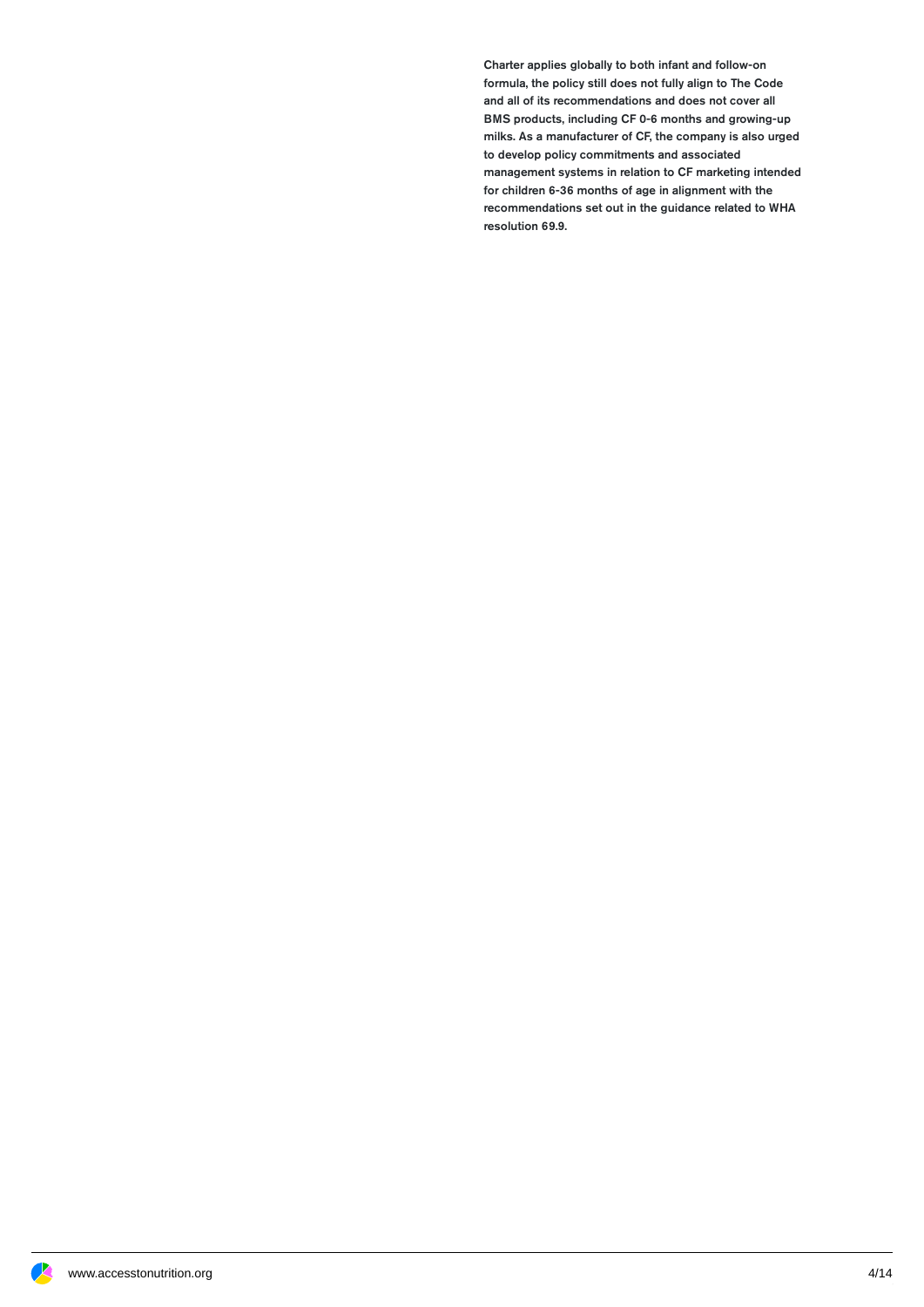Charter applies globally to both infant and follow-on formula, the policy still does not fully align to The Code and all of its recommendations and does not cover all BMS products, including CF 0-6 months and growing-up milks. As a manufacturer of CF, the company is also urged to develop policy commitments and associated management systems in relation to CF marketing intended for children 6-36 months of age in alignment with the recommendations set out in the guidance related to WHA resolution 69.9.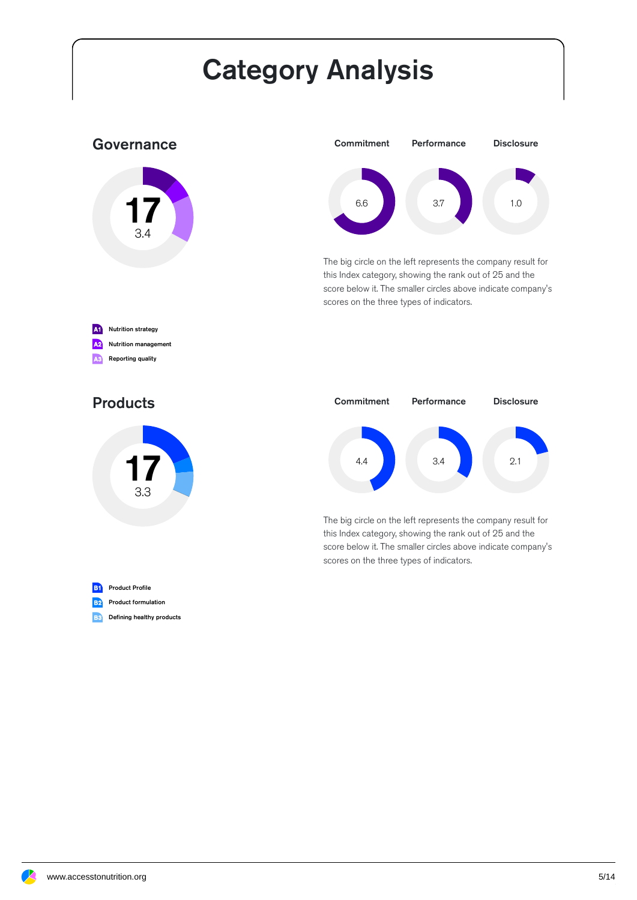# Category Analysis

## Governance

17

3.4

| Commitment | Performance | Disclosure |
| --- | --- | --- |
| 6.6 | 3.7 | 1.0 |

The big circle on the left represents the company result for this Index category, showing the rank out of 25 and the score below it. The smaller circles above indicate company's scores on the three types of indicators.

- A1 Nutrition strategy
- A2 Nutrition management
- A3 Reporting quality

## Products

17

3.3

| Commitment | Performance | Disclosure |
| --- | --- | --- |
| 4.4 | 3.4 | 2.1 |

The big circle on the left represents the company result for this Index category, showing the rank out of 25 and the score below it. The smaller circles above indicate company's scores on the three types of indicators.

- B1 Product Profile
- B2 Product formulation
- B3 Defining healthy products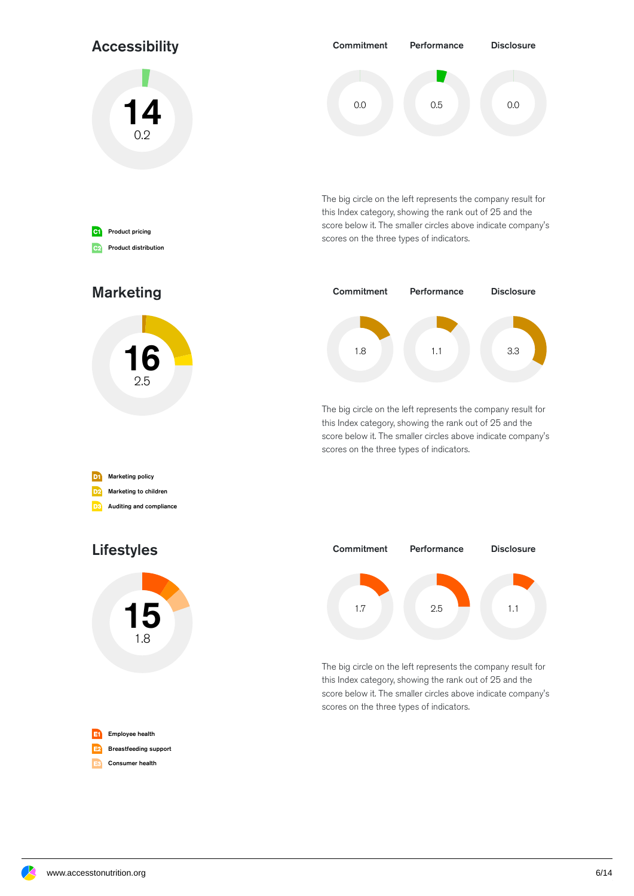## Accessibility

**14**

0.2

| Commitment | Performance | Disclosure |
|---|---|---|
| 0.0 | 0.5 | 0.0 |

The big circle on the left represents the company result for this Index category, showing the rank out of 25 and the score below it. The smaller circles above indicate company's scores on the three types of indicators.

- C1 Product pricing
- C2 Product distribution

## Marketing

**16**

2.5

| Commitment | Performance | Disclosure |
|---|---|---|
| 1.8 | 1.1 | 3.3 |

The big circle on the left represents the company result for this Index category, showing the rank out of 25 and the score below it. The smaller circles above indicate company's scores on the three types of indicators.

- D1 Marketing policy
- D2 Marketing to children
- D3 Auditing and compliance

## Lifestyles

**15**

1.8

| Commitment | Performance | Disclosure |
|---|---|---|
| 1.7 | 2.5 | 1.1 |

The big circle on the left represents the company result for this Index category, showing the rank out of 25 and the score below it. The smaller circles above indicate company's scores on the three types of indicators.

- E1 Employee health
- E2 Breastfeeding support
- E3 Consumer health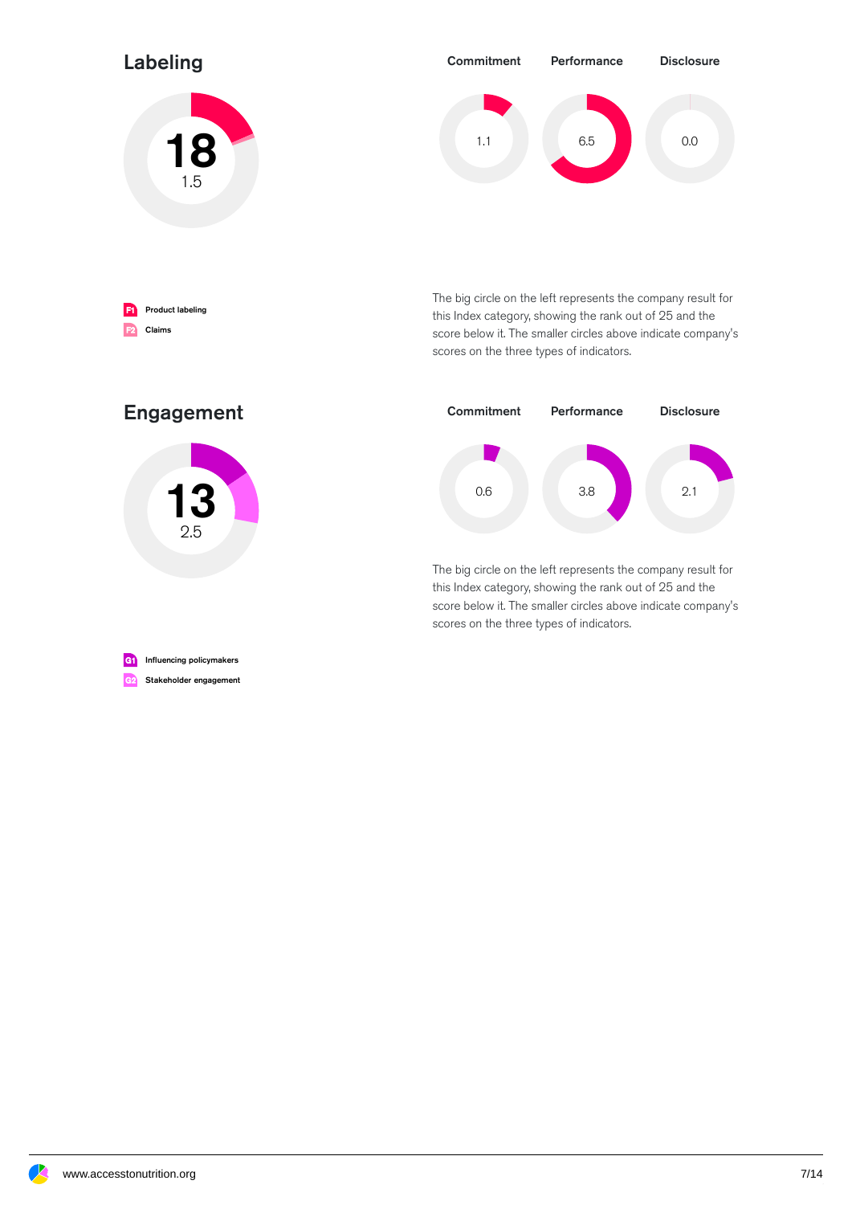## Labeling

18

1.5

| Commitment | Performance | Disclosure |
| --- | --- | --- |
| 1.1 | 6.5 | 0.0 |

F1 Product labeling

F2 Claims

The big circle on the left represents the company result for this Index category, showing the rank out of 25 and the score below it. The smaller circles above indicate company's scores on the three types of indicators.

## Engagement

13

2.5

| Commitment | Performance | Disclosure |
| --- | --- | --- |
| 0.6 | 3.8 | 2.1 |

The big circle on the left represents the company result for this Index category, showing the rank out of 25 and the score below it. The smaller circles above indicate company's scores on the three types of indicators.

G1 Influencing policymakers

G2 Stakeholder engagement

www.accesstonutrition.org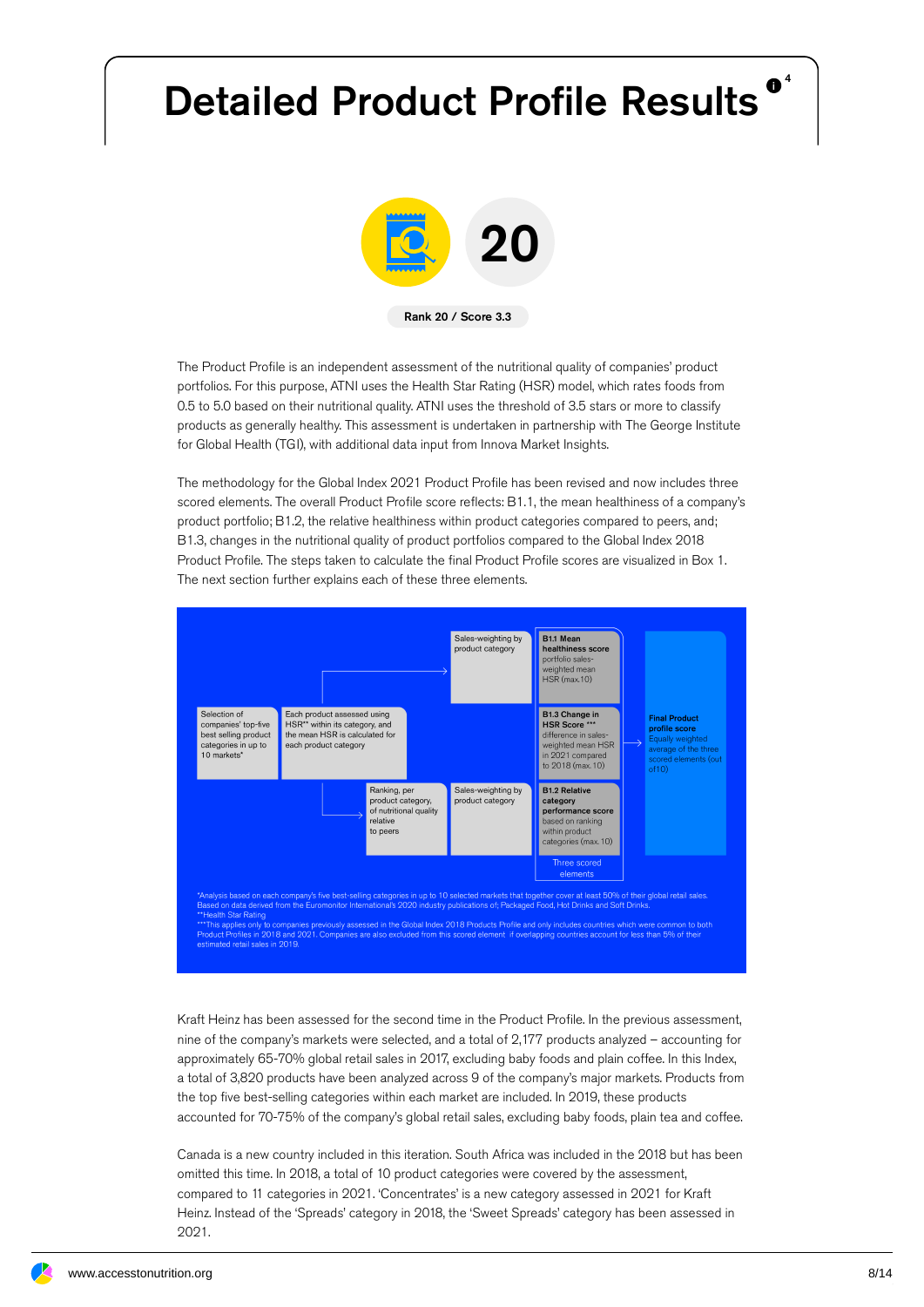# Detailed Product Profile Results [4]

20

Rank 20 / Score 3.3

The Product Profile is an independent assessment of the nutritional quality of companies' product portfolios. For this purpose, ATNI uses the Health Star Rating (HSR) model, which rates foods from 0.5 to 5.0 based on their nutritional quality. ATNI uses the threshold of 3.5 stars or more to classify products as generally healthy. This assessment is undertaken in partnership with The George Institute for Global Health (TGI), with additional data input from Innova Market Insights.

The methodology for the Global Index 2021 Product Profile has been revised and now includes three scored elements. The overall Product Profile score reflects: B1.1, the mean healthiness of a company's product portfolio; B1.2, the relative healthiness within product categories compared to peers, and; B1.3, changes in the nutritional quality of product portfolios compared to the Global Index 2018 Product Profile. The steps taken to calculate the final Product Profile scores are visualized in Box 1. The next section further explains each of these three elements.

Selection of companies' top-five best selling product categories in up to 10 markets*

Each product assessed using HSR** within its category, and the mean HSR is calculated for each product category

Sales-weighting by product category

**B1.1 Mean healthiness score** portfolio sales-weighted mean HSR (max.10)

**B1.3 Change in HSR Score \*\*\*** difference in sales-weighted mean HSR in 2021 compared to 2018 (max. 10)

Ranking, per product category, of nutritional quality relative to peers

Sales-weighting by product category

**B1.2 Relative category performance score** based on ranking within product categories (max. 10)

Three scored elements

**Final Product profile score** Equally weighted average of the three scored elements (out of10)

*Analysis based on each company's five best-selling categories in up to 10 selected markets that together cover at least 50% of their global retail sales. Based on data derived from the Euromonitor International's 2020 industry publications of; Packaged Food, Hot Drinks and Soft Drinks.
**Health Star Rating
***This applies only to companies previously assessed in the Global Index 2018 Products Profile and only includes countries which were common to both Product Profiles in 2018 and 2021. Companies are also excluded from this scored element if overlapping countries account for less than 5% of their estimated retail sales in 2019.

Kraft Heinz has been assessed for the second time in the Product Profile. In the previous assessment, nine of the company's markets were selected, and a total of 2,177 products analyzed – accounting for approximately 65-70% global retail sales in 2017, excluding baby foods and plain coffee. In this Index, a total of 3,820 products have been analyzed across 9 of the company's major markets. Products from the top five best-selling categories within each market are included. In 2019, these products accounted for 70-75% of the company's global retail sales, excluding baby foods, plain tea and coffee.

Canada is a new country included in this iteration. South Africa was included in the 2018 but has been omitted this time. In 2018, a total of 10 product categories were covered by the assessment, compared to 11 categories in 2021. 'Concentrates' is a new category assessed in 2021 for Kraft Heinz. Instead of the 'Spreads' category in 2018, the 'Sweet Spreads' category has been assessed in 2021.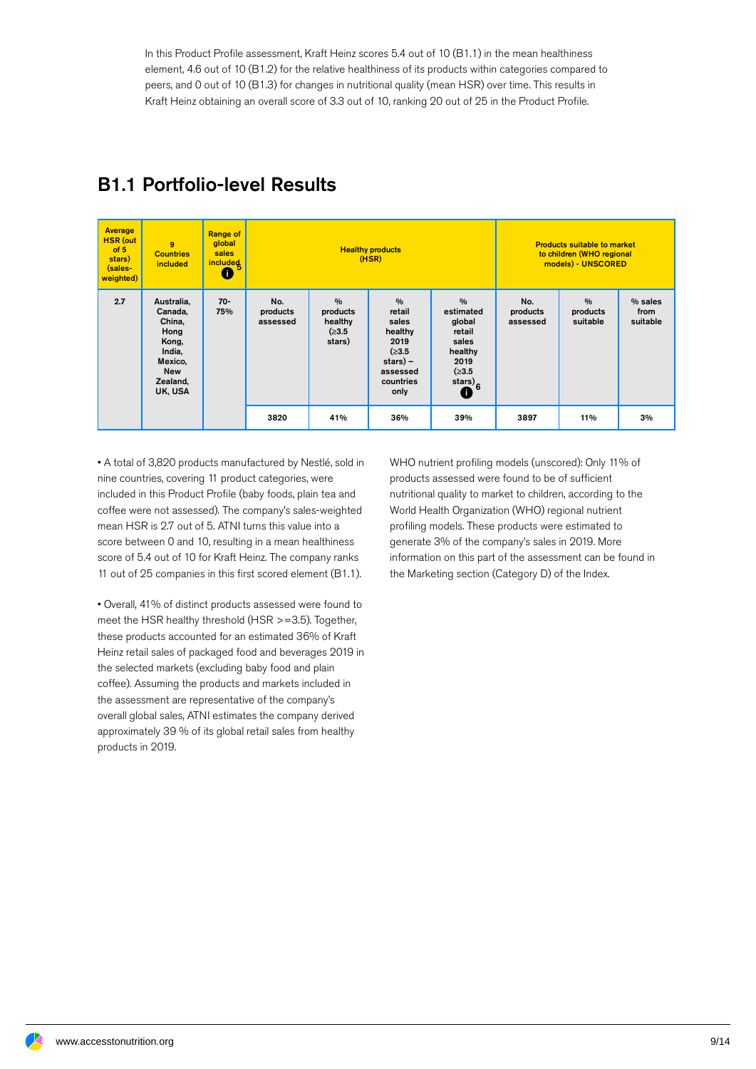In this Product Profile assessment, Kraft Heinz scores 5.4 out of 10 (B1.1) in the mean healthiness element, 4.6 out of 10 (B1.2) for the relative healthiness of its products within categories compared to peers, and 0 out of 10 (B1.3) for changes in nutritional quality (mean HSR) over time. This results in Kraft Heinz obtaining an overall score of 3.3 out of 10, ranking 20 out of 25 in the Product Profile.

## B1.1 Portfolio-level Results

| Average HSR (out of 5 stars) (sales-weighted) | 9 Countries included | Range of global sales included [5] | Healthy products (HSR) | | | | Products suitable to market to children (WHO regional models) - UNSCORED | | |
|---|---|---|---|---|---|---|---|---|---|
| 2.7 | Australia, Canada, China, Hong Kong, India, Mexico, New Zealand, UK, USA | 70-75% | No. products assessed | % products healthy (≥3.5 stars) | % retail sales healthy 2019 (≥3.5 stars) – assessed countries only | % estimated global retail sales healthy 2019 (≥3.5 stars) [6] | No. products assessed | % products suitable | % sales from suitable |
| | | | 3820 | 41% | 36% | 39% | 3897 | 11% | 3% |

- A total of 3,820 products manufactured by Nestlé, sold in nine countries, covering 11 product categories, were included in this Product Profile (baby foods, plain tea and coffee were not assessed). The company's sales-weighted mean HSR is 2.7 out of 5. ATNI turns this value into a score between 0 and 10, resulting in a mean healthiness score of 5.4 out of 10 for Kraft Heinz. The company ranks 11 out of 25 companies in this first scored element (B1.1).

- Overall, 41% of distinct products assessed were found to meet the HSR healthy threshold (HSR >=3.5). Together, these products accounted for an estimated 36% of Kraft Heinz retail sales of packaged food and beverages 2019 in the selected markets (excluding baby food and plain coffee). Assuming the products and markets included in the assessment are representative of the company's overall global sales, ATNI estimates the company derived approximately 39 % of its global retail sales from healthy products in 2019.

WHO nutrient profiling models (unscored): Only 11% of products assessed were found to be of sufficient nutritional quality to market to children, according to the World Health Organization (WHO) regional nutrient profiling models. These products were estimated to generate 3% of the company's sales in 2019. More information on this part of the assessment can be found in the Marketing section (Category D) of the Index.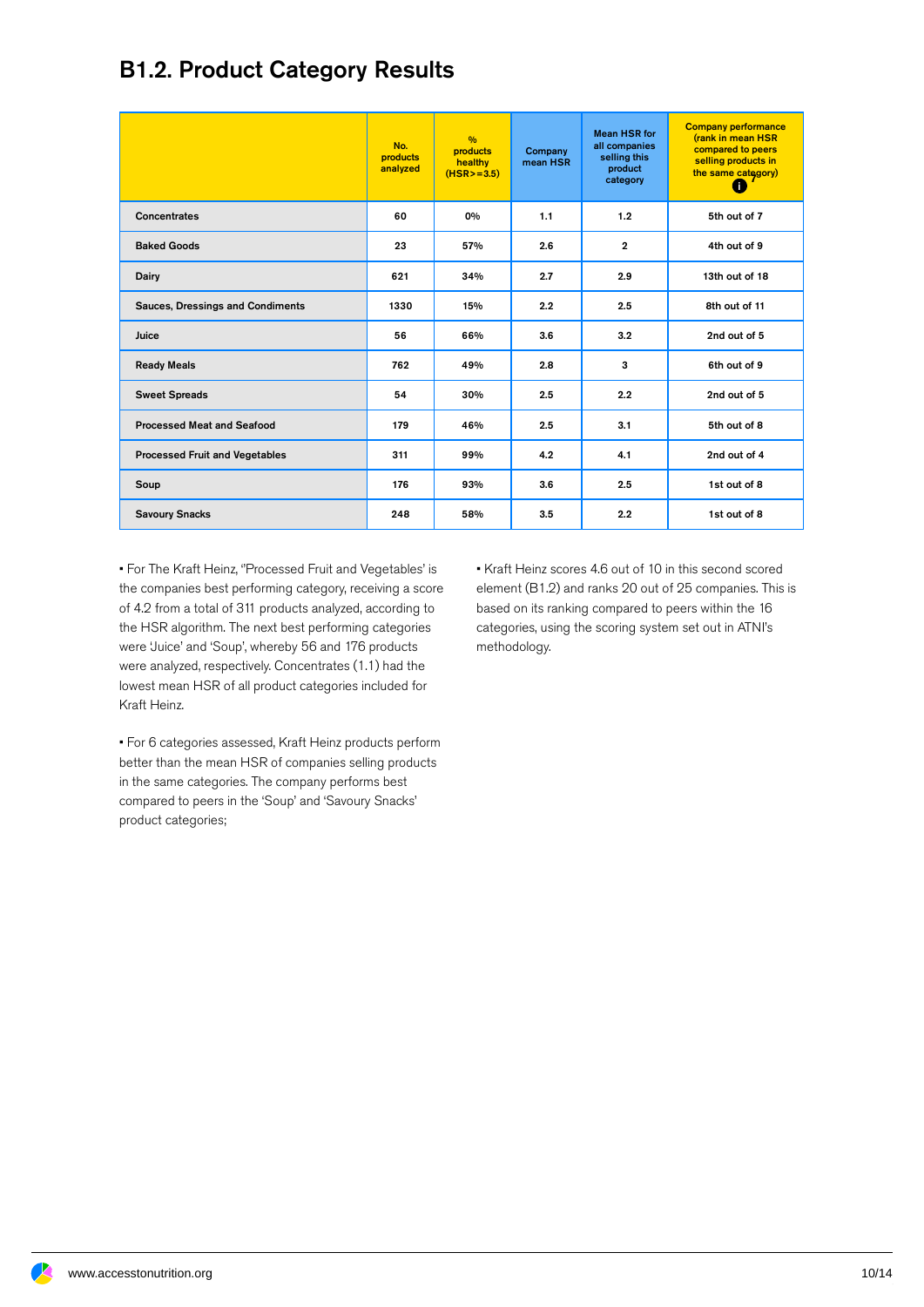## B1.2. Product Category Results

| | No. products analyzed | % products healthy (HSR>=3.5) | Company mean HSR | Mean HSR for all companies selling this product category | Company performance (rank in mean HSR compared to peers selling products in the same category) |
|---|---|---|---|---|---|
| Concentrates | 60 | 0% | 1.1 | 1.2 | 5th out of 7 |
| Baked Goods | 23 | 57% | 2.6 | 2 | 4th out of 9 |
| Dairy | 621 | 34% | 2.7 | 2.9 | 13th out of 18 |
| Sauces, Dressings and Condiments | 1330 | 15% | 2.2 | 2.5 | 8th out of 11 |
| Juice | 56 | 66% | 3.6 | 3.2 | 2nd out of 5 |
| Ready Meals | 762 | 49% | 2.8 | 3 | 6th out of 9 |
| Sweet Spreads | 54 | 30% | 2.5 | 2.2 | 2nd out of 5 |
| Processed Meat and Seafood | 179 | 46% | 2.5 | 3.1 | 5th out of 8 |
| Processed Fruit and Vegetables | 311 | 99% | 4.2 | 4.1 | 2nd out of 4 |
| Soup | 176 | 93% | 3.6 | 2.5 | 1st out of 8 |
| Savoury Snacks | 248 | 58% | 3.5 | 2.2 | 1st out of 8 |

- For The Kraft Heinz, "Processed Fruit and Vegetables' is the companies best performing category, receiving a score of 4.2 from a total of 311 products analyzed, according to the HSR algorithm. The next best performing categories were 'Juice' and 'Soup', whereby 56 and 176 products were analyzed, respectively. Concentrates (1.1) had the lowest mean HSR of all product categories included for Kraft Heinz.

- For 6 categories assessed, Kraft Heinz products perform better than the mean HSR of companies selling products in the same categories. The company performs best compared to peers in the 'Soup' and 'Savoury Snacks' product categories;

- Kraft Heinz scores 4.6 out of 10 in this second scored element (B1.2) and ranks 20 out of 25 companies. This is based on its ranking compared to peers within the 16 categories, using the scoring system set out in ATNI's methodology.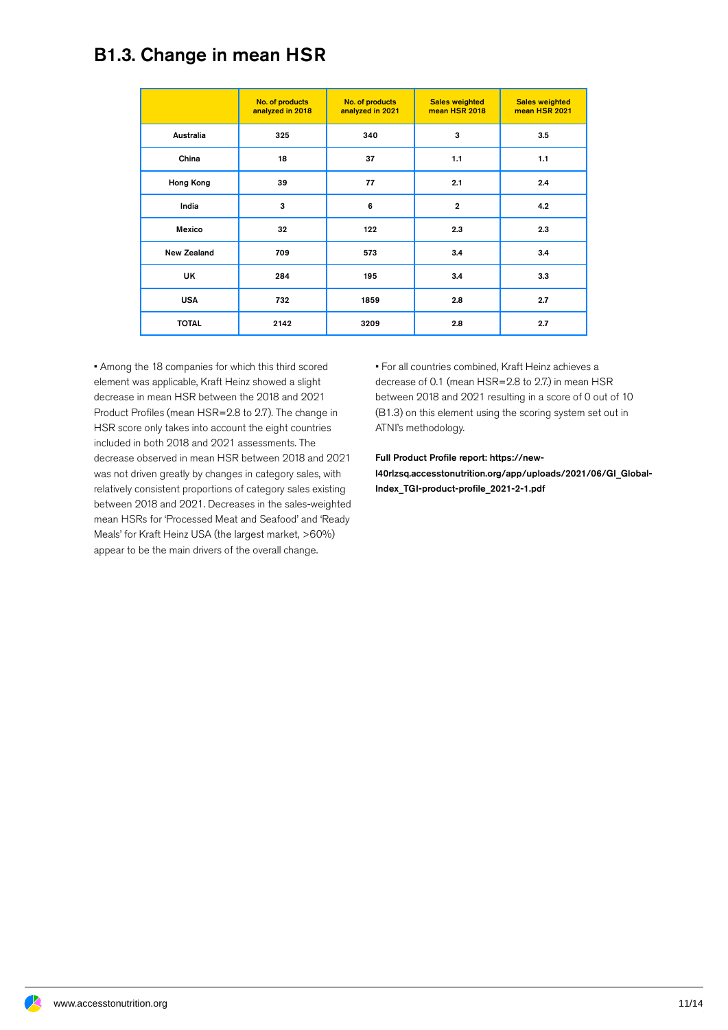## B1.3. Change in mean HSR

| | No. of products analyzed in 2018 | No. of products analyzed in 2021 | Sales weighted mean HSR 2018 | Sales weighted mean HSR 2021 |
|---|---|---|---|---|
| Australia | 325 | 340 | 3 | 3.5 |
| China | 18 | 37 | 1.1 | 1.1 |
| Hong Kong | 39 | 77 | 2.1 | 2.4 |
| India | 3 | 6 | 2 | 4.2 |
| Mexico | 32 | 122 | 2.3 | 2.3 |
| New Zealand | 709 | 573 | 3.4 | 3.4 |
| UK | 284 | 195 | 3.4 | 3.3 |
| USA | 732 | 1859 | 2.8 | 2.7 |
| TOTAL | 2142 | 3209 | 2.8 | 2.7 |

- Among the 18 companies for which this third scored element was applicable, Kraft Heinz showed a slight decrease in mean HSR between the 2018 and 2021 Product Profiles (mean HSR=2.8 to 2.7). The change in HSR score only takes into account the eight countries included in both 2018 and 2021 assessments. The decrease observed in mean HSR between 2018 and 2021 was not driven greatly by changes in category sales, with relatively consistent proportions of category sales existing between 2018 and 2021. Decreases in the sales-weighted mean HSRs for 'Processed Meat and Seafood' and 'Ready Meals' for Kraft Heinz USA (the largest market, >60%) appear to be the main drivers of the overall change.

- For all countries combined, Kraft Heinz achieves a decrease of 0.1 (mean HSR=2.8 to 2.7.) in mean HSR between 2018 and 2021 resulting in a score of 0 out of 10 (B1.3) on this element using the scoring system set out in ATNI's methodology.

**Full Product Profile report: https://new-l40rlzsq.accesstonutrition.org/app/uploads/2021/06/GI_Global-Index_TGI-product-profile_2021-2-1.pdf**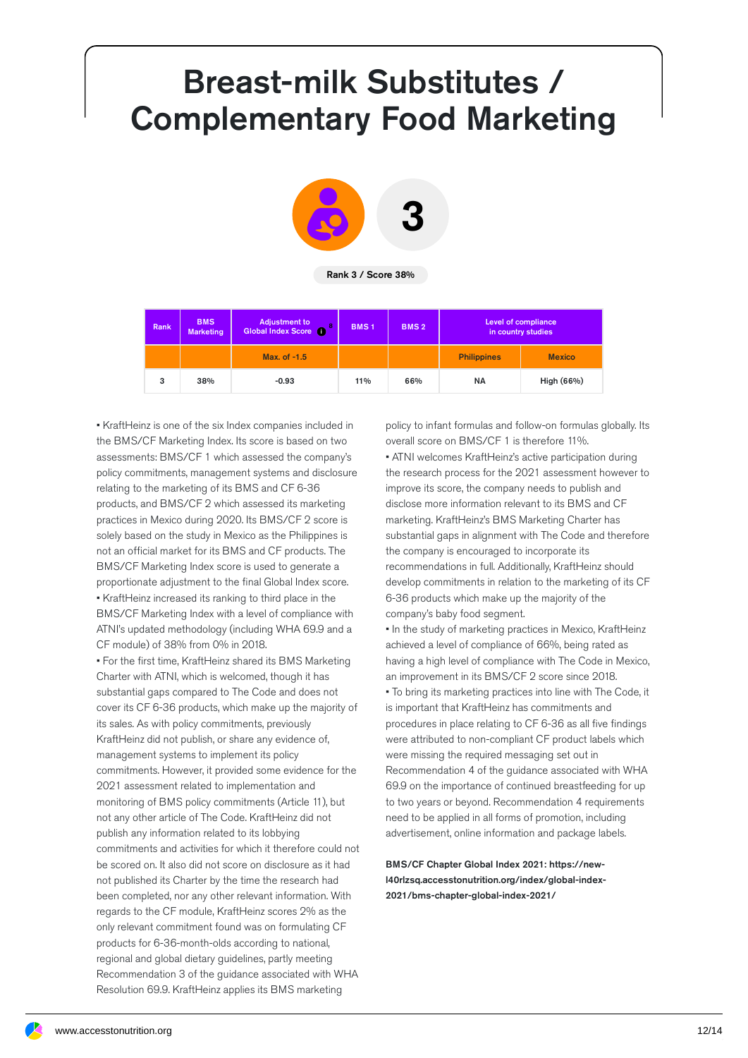# Breast-milk Substitutes / Complementary Food Marketing

3

Rank 3 / Score 38%

| Rank | BMS Marketing | Adjustment to Global Index Score [8] | BMS 1 | BMS 2 | Level of compliance in country studies | |
|---|---|---|---|---|---|---|
| | | Max. of -1.5 | | | Philippines | Mexico |
| 3 | 38% | -0.93 | 11% | 66% | NA | High (66%) |

- KraftHeinz is one of the six Index companies included in the BMS/CF Marketing Index. Its score is based on two assessments: BMS/CF 1 which assessed the company's policy commitments, management systems and disclosure relating to the marketing of its BMS and CF 6-36 products, and BMS/CF 2 which assessed its marketing practices in Mexico during 2020. Its BMS/CF 2 score is solely based on the study in Mexico as the Philippines is not an official market for its BMS and CF products. The BMS/CF Marketing Index score is used to generate a proportionate adjustment to the final Global Index score.
- KraftHeinz increased its ranking to third place in the BMS/CF Marketing Index with a level of compliance with ATNI's updated methodology (including WHA 69.9 and a CF module) of 38% from 0% in 2018.
- For the first time, KraftHeinz shared its BMS Marketing Charter with ATNI, which is welcomed, though it has substantial gaps compared to The Code and does not cover its CF 6-36 products, which make up the majority of its sales. As with policy commitments, previously KraftHeinz did not publish, or share any evidence of, management systems to implement its policy commitments. However, it provided some evidence for the 2021 assessment related to implementation and monitoring of BMS policy commitments (Article 11), but not any other article of The Code. KraftHeinz did not publish any information related to its lobbying commitments and activities for which it therefore could not be scored on. It also did not score on disclosure as it had not published its Charter by the time the research had been completed, nor any other relevant information. With regards to the CF module, KraftHeinz scores 2% as the only relevant commitment found was on formulating CF products for 6-36-month-olds according to national, regional and global dietary guidelines, partly meeting Recommendation 3 of the guidance associated with WHA Resolution 69.9. KraftHeinz applies its BMS marketing policy to infant formulas and follow-on formulas globally. Its overall score on BMS/CF 1 is therefore 11%.
- ATNI welcomes KraftHeinz's active participation during the research process for the 2021 assessment however to improve its score, the company needs to publish and disclose more information relevant to its BMS and CF marketing. KraftHeinz's BMS Marketing Charter has substantial gaps in alignment with The Code and therefore the company is encouraged to incorporate its recommendations in full. Additionally, KraftHeinz should develop commitments in relation to the marketing of its CF 6-36 products which make up the majority of the company's baby food segment.
- In the study of marketing practices in Mexico, KraftHeinz achieved a level of compliance of 66%, being rated as having a high level of compliance with The Code in Mexico, an improvement in its BMS/CF 2 score since 2018.
- To bring its marketing practices into line with The Code, it is important that KraftHeinz has commitments and procedures in place relating to CF 6-36 as all five findings were attributed to non-compliant CF product labels which were missing the required messaging set out in Recommendation 4 of the guidance associated with WHA 69.9 on the importance of continued breastfeeding for up to two years or beyond. Recommendation 4 requirements need to be applied in all forms of promotion, including advertisement, online information and package labels.

**BMS/CF Chapter Global Index 2021: https://new-l40rlzsq.accesstonutrition.org/index/global-index-2021/bms-chapter-global-index-2021/**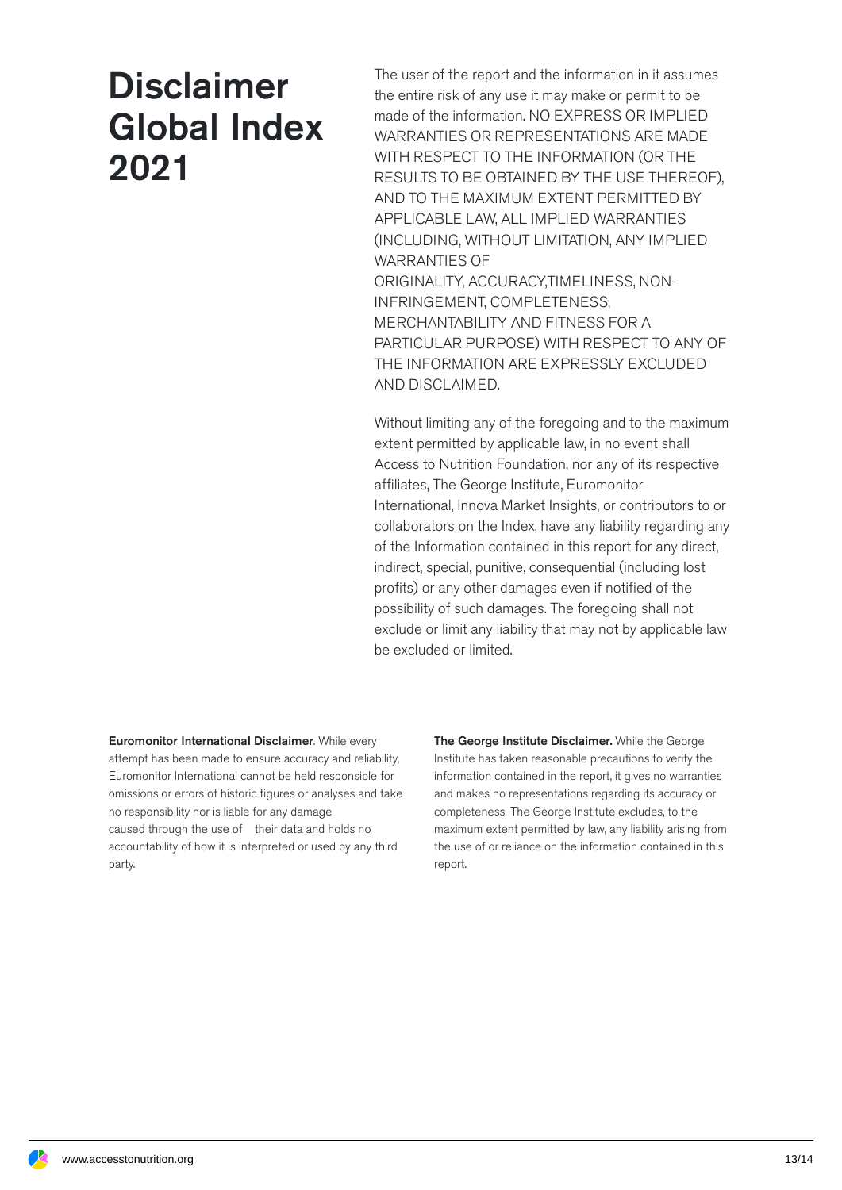# Disclaimer Global Index 2021

The user of the report and the information in it assumes the entire risk of any use it may make or permit to be made of the information. NO EXPRESS OR IMPLIED WARRANTIES OR REPRESENTATIONS ARE MADE WITH RESPECT TO THE INFORMATION (OR THE RESULTS TO BE OBTAINED BY THE USE THEREOF), AND TO THE MAXIMUM EXTENT PERMITTED BY APPLICABLE LAW, ALL IMPLIED WARRANTIES (INCLUDING, WITHOUT LIMITATION, ANY IMPLIED WARRANTIES OF ORIGINALITY, ACCURACY,TIMELINESS, NON-INFRINGEMENT, COMPLETENESS, MERCHANTABILITY AND FITNESS FOR A PARTICULAR PURPOSE) WITH RESPECT TO ANY OF THE INFORMATION ARE EXPRESSLY EXCLUDED AND DISCLAIMED.

Without limiting any of the foregoing and to the maximum extent permitted by applicable law, in no event shall Access to Nutrition Foundation, nor any of its respective affiliates, The George Institute, Euromonitor International, Innova Market Insights, or contributors to or collaborators on the Index, have any liability regarding any of the Information contained in this report for any direct, indirect, special, punitive, consequential (including lost profits) or any other damages even if notified of the possibility of such damages. The foregoing shall not exclude or limit any liability that may not by applicable law be excluded or limited.

**Euromonitor International Disclaimer**. While every attempt has been made to ensure accuracy and reliability, Euromonitor International cannot be held responsible for omissions or errors of historic figures or analyses and take no responsibility nor is liable for any damage caused through the use of their data and holds no accountability of how it is interpreted or used by any third party.

**The George Institute Disclaimer.** While the George Institute has taken reasonable precautions to verify the information contained in the report, it gives no warranties and makes no representations regarding its accuracy or completeness. The George Institute excludes, to the maximum extent permitted by law, any liability arising from the use of or reliance on the information contained in this report.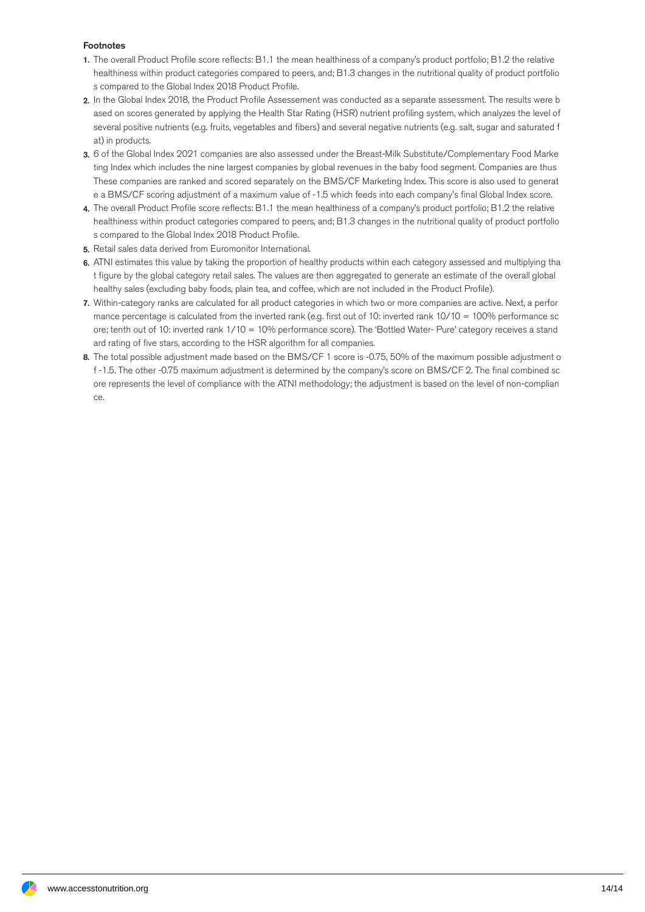**Footnotes**

1. The overall Product Profile score reflects: B1.1 the mean healthiness of a company's product portfolio; B1.2 the relative healthiness within product categories compared to peers, and; B1.3 changes in the nutritional quality of product portfolios compared to the Global Index 2018 Product Profile.
2. In the Global Index 2018, the Product Profile Assessement was conducted as a separate assessment. The results were based on scores generated by applying the Health Star Rating (HSR) nutrient profiling system, which analyzes the level of several positive nutrients (e.g. fruits, vegetables and fibers) and several negative nutrients (e.g. salt, sugar and saturated fat) in products.
3. 6 of the Global Index 2021 companies are also assessed under the Breast-Milk Substitute/Complementary Food Marketing Index which includes the nine largest companies by global revenues in the baby food segment. Companies are thus These companies are ranked and scored separately on the BMS/CF Marketing Index. This score is also used to generate a BMS/CF scoring adjustment of a maximum value of -1.5 which feeds into each company's final Global Index score.
4. The overall Product Profile score reflects: B1.1 the mean healthiness of a company's product portfolio; B1.2 the relative healthiness within product categories compared to peers, and; B1.3 changes in the nutritional quality of product portfolios compared to the Global Index 2018 Product Profile.
5. Retail sales data derived from Euromonitor International.
6. ATNI estimates this value by taking the proportion of healthy products within each category assessed and multiplying that figure by the global category retail sales. The values are then aggregated to generate an estimate of the overall global healthy sales (excluding baby foods, plain tea, and coffee, which are not included in the Product Profile).
7. Within-category ranks are calculated for all product categories in which two or more companies are active. Next, a performance percentage is calculated from the inverted rank (e.g. first out of 10: inverted rank 10/10 = 100% performance score; tenth out of 10: inverted rank 1/10 = 10% performance score). The 'Bottled Water- Pure' category receives a standard rating of five stars, according to the HSR algorithm for all companies.
8. The total possible adjustment made based on the BMS/CF 1 score is -0.75, 50% of the maximum possible adjustment of -1.5. The other -0.75 maximum adjustment is determined by the company's score on BMS/CF 2. The final combined score represents the level of compliance with the ATNI methodology; the adjustment is based on the level of non-compliance.